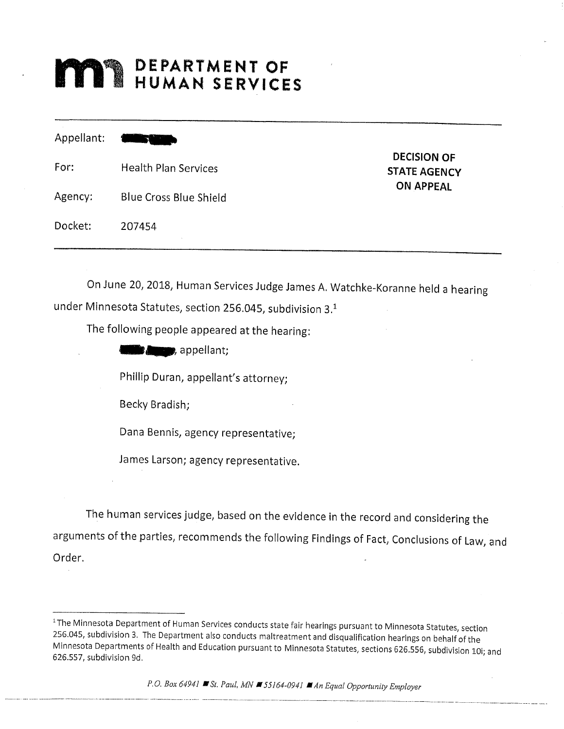# DEPARTMENT OF HUMAN SERVICES

| | | |
|---|---|---|
| Appellant: | [redacted] | **DECISION OF STATE AGENCY ON APPEAL** |
| For: | Health Plan Services | |
| Agency: | Blue Cross Blue Shield | |
| Docket: | 207454 | |

On June 20, 2018, Human Services Judge James A. Watchke-Koranne held a hearing under Minnesota Statutes, section 256.045, subdivision 3.[1]

The following people appeared at the hearing:

[redacted], appellant;

Phillip Duran, appellant's attorney;

Becky Bradish;

Dana Bennis, agency representative;

James Larson; agency representative.

The human services judge, based on the evidence in the record and considering the arguments of the parties, recommends the following Findings of Fact, Conclusions of Law, and Order.

---

[1] The Minnesota Department of Human Services conducts state fair hearings pursuant to Minnesota Statutes, section 256.045, subdivision 3. The Department also conducts maltreatment and disqualification hearings on behalf of the Minnesota Departments of Health and Education pursuant to Minnesota Statutes, sections 626.556, subdivision 10i; and 626.557, subdivision 9d.

*P.O. Box 64941 ■ St. Paul, MN ■ 55164-0941 ■ An Equal Opportunity Employer*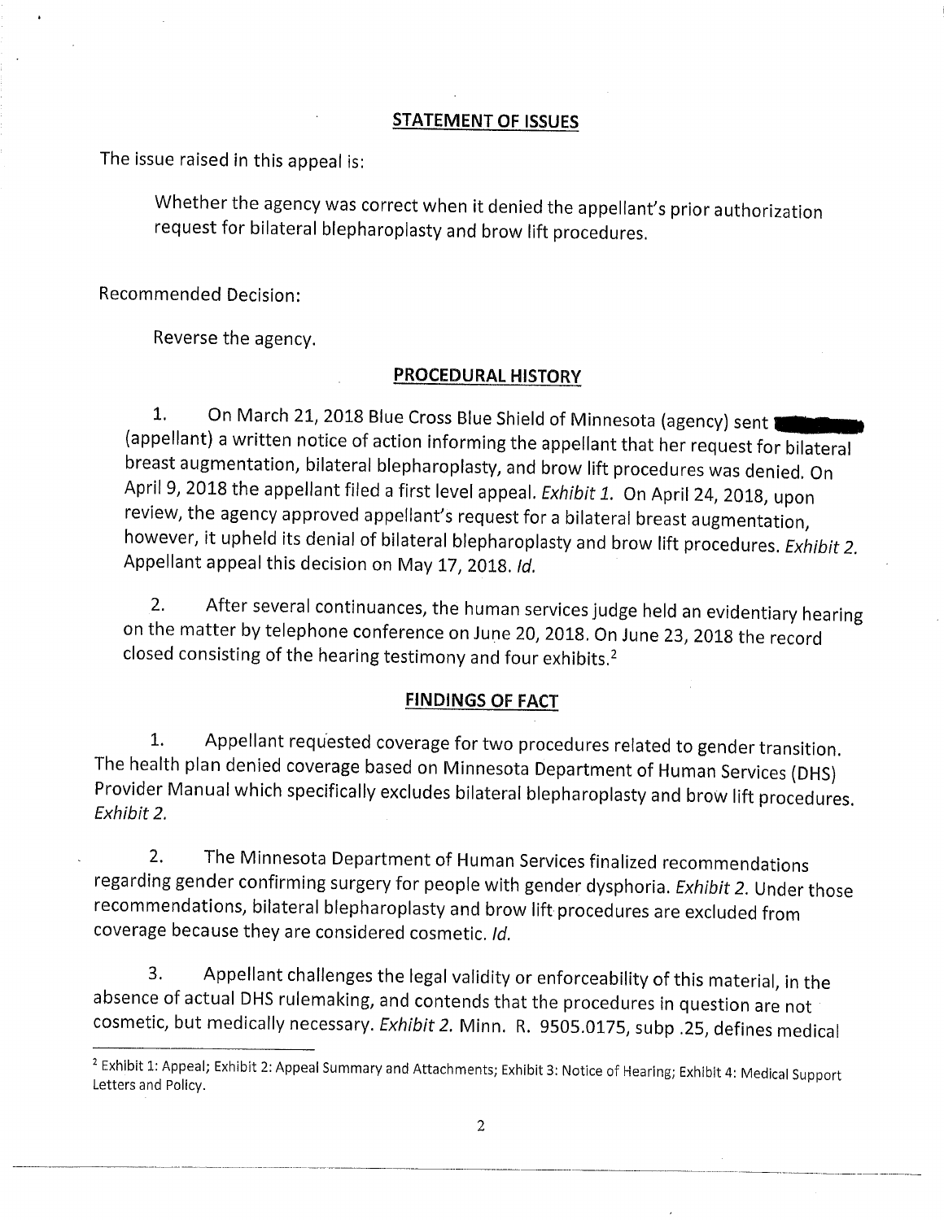## STATEMENT OF ISSUES

The issue raised in this appeal is:

> Whether the agency was correct when it denied the appellant's prior authorization request for bilateral blepharoplasty and brow lift procedures.

Recommended Decision:

> Reverse the agency.

## PROCEDURAL HISTORY

1. On March 21, 2018 Blue Cross Blue Shield of Minnesota (agency) sent [redacted] (appellant) a written notice of action informing the appellant that her request for bilateral breast augmentation, bilateral blepharoplasty, and brow lift procedures was denied. On April 9, 2018 the appellant filed a first level appeal. *Exhibit 1.* On April 24, 2018, upon review, the agency approved appellant's request for a bilateral breast augmentation, however, it upheld its denial of bilateral blepharoplasty and brow lift procedures. *Exhibit 2.* Appellant appeal this decision on May 17, 2018. *Id.*

2. After several continuances, the human services judge held an evidentiary hearing on the matter by telephone conference on June 20, 2018. On June 23, 2018 the record closed consisting of the hearing testimony and four exhibits.[2]

## FINDINGS OF FACT

1. Appellant requested coverage for two procedures related to gender transition. The health plan denied coverage based on Minnesota Department of Human Services (DHS) Provider Manual which specifically excludes bilateral blepharoplasty and brow lift procedures. *Exhibit 2.*

2. The Minnesota Department of Human Services finalized recommendations regarding gender confirming surgery for people with gender dysphoria. *Exhibit 2.* Under those recommendations, bilateral blepharoplasty and brow lift procedures are excluded from coverage because they are considered cosmetic. *Id.*

3. Appellant challenges the legal validity or enforceability of this material, in the absence of actual DHS rulemaking, and contends that the procedures in question are not cosmetic, but medically necessary. *Exhibit 2.* Minn. R. 9505.0175, subp .25, defines medical

---

[2] Exhibit 1: Appeal; Exhibit 2: Appeal Summary and Attachments; Exhibit 3: Notice of Hearing; Exhibit 4: Medical Support Letters and Policy.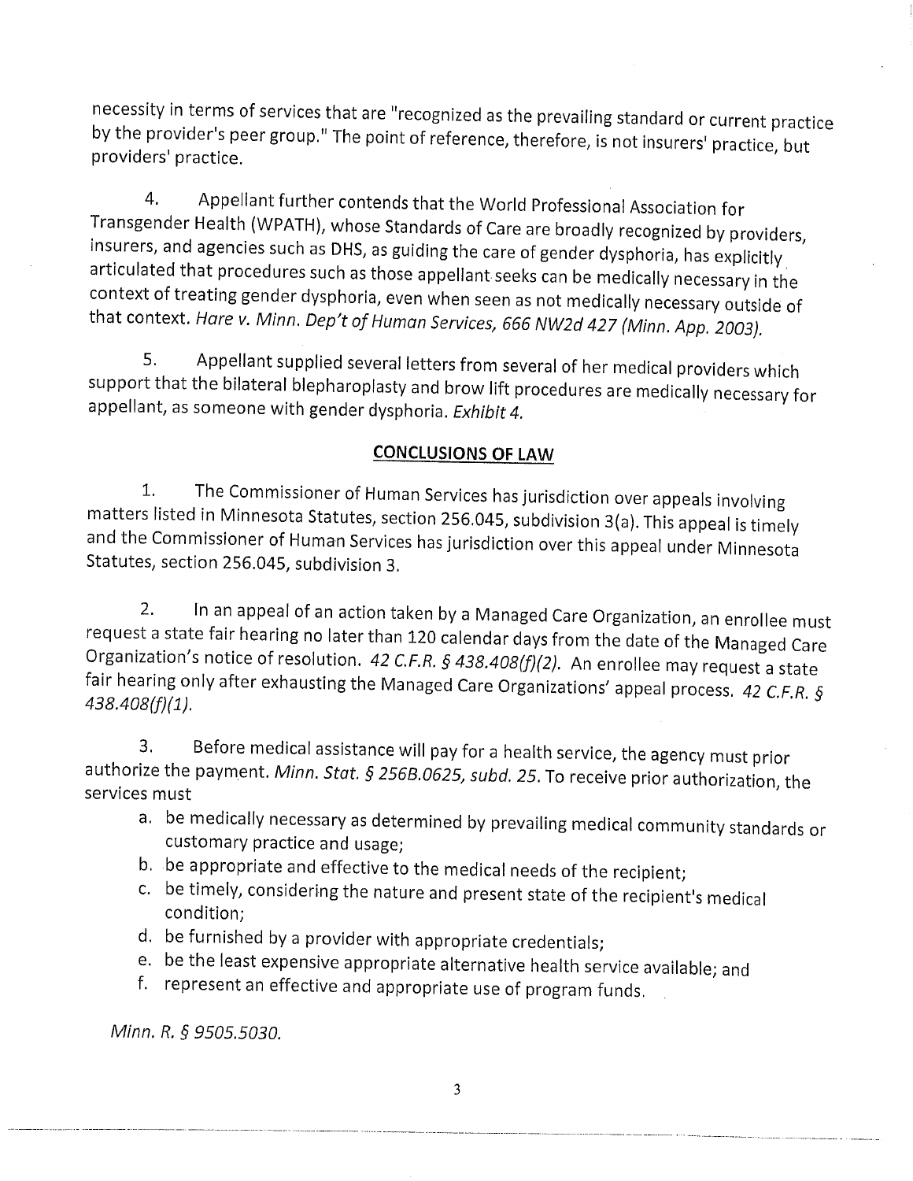necessity in terms of services that are "recognized as the prevailing standard or current practice by the provider's peer group." The point of reference, therefore, is not insurers' practice, but providers' practice.

4. Appellant further contends that the World Professional Association for Transgender Health (WPATH), whose Standards of Care are broadly recognized by providers, insurers, and agencies such as DHS, as guiding the care of gender dysphoria, has explicitly articulated that procedures such as those appellant seeks can be medically necessary in the context of treating gender dysphoria, even when seen as not medically necessary outside of that context. *Hare v. Minn. Dep't of Human Services, 666 NW2d 427 (Minn. App. 2003).*

5. Appellant supplied several letters from several of her medical providers which support that the bilateral blepharoplasty and brow lift procedures are medically necessary for appellant, as someone with gender dysphoria. *Exhibit 4.*

## CONCLUSIONS OF LAW

1. The Commissioner of Human Services has jurisdiction over appeals involving matters listed in Minnesota Statutes, section 256.045, subdivision 3(a). This appeal is timely and the Commissioner of Human Services has jurisdiction over this appeal under Minnesota Statutes, section 256.045, subdivision 3.

2. In an appeal of an action taken by a Managed Care Organization, an enrollee must request a state fair hearing no later than 120 calendar days from the date of the Managed Care Organization's notice of resolution. *42 C.F.R. § 438.408(f)(2).* An enrollee may request a state fair hearing only after exhausting the Managed Care Organizations' appeal process. *42 C.F.R. § 438.408(f)(1).*

3. Before medical assistance will pay for a health service, the agency must prior authorize the payment. *Minn. Stat. § 256B.0625, subd. 25.* To receive prior authorization, the services must

   a. be medically necessary as determined by prevailing medical community standards or customary practice and usage;
   b. be appropriate and effective to the medical needs of the recipient;
   c. be timely, considering the nature and present state of the recipient's medical condition;
   d. be furnished by a provider with appropriate credentials;
   e. be the least expensive appropriate alternative health service available; and
   f. represent an effective and appropriate use of program funds.

*Minn. R. § 9505.5030.*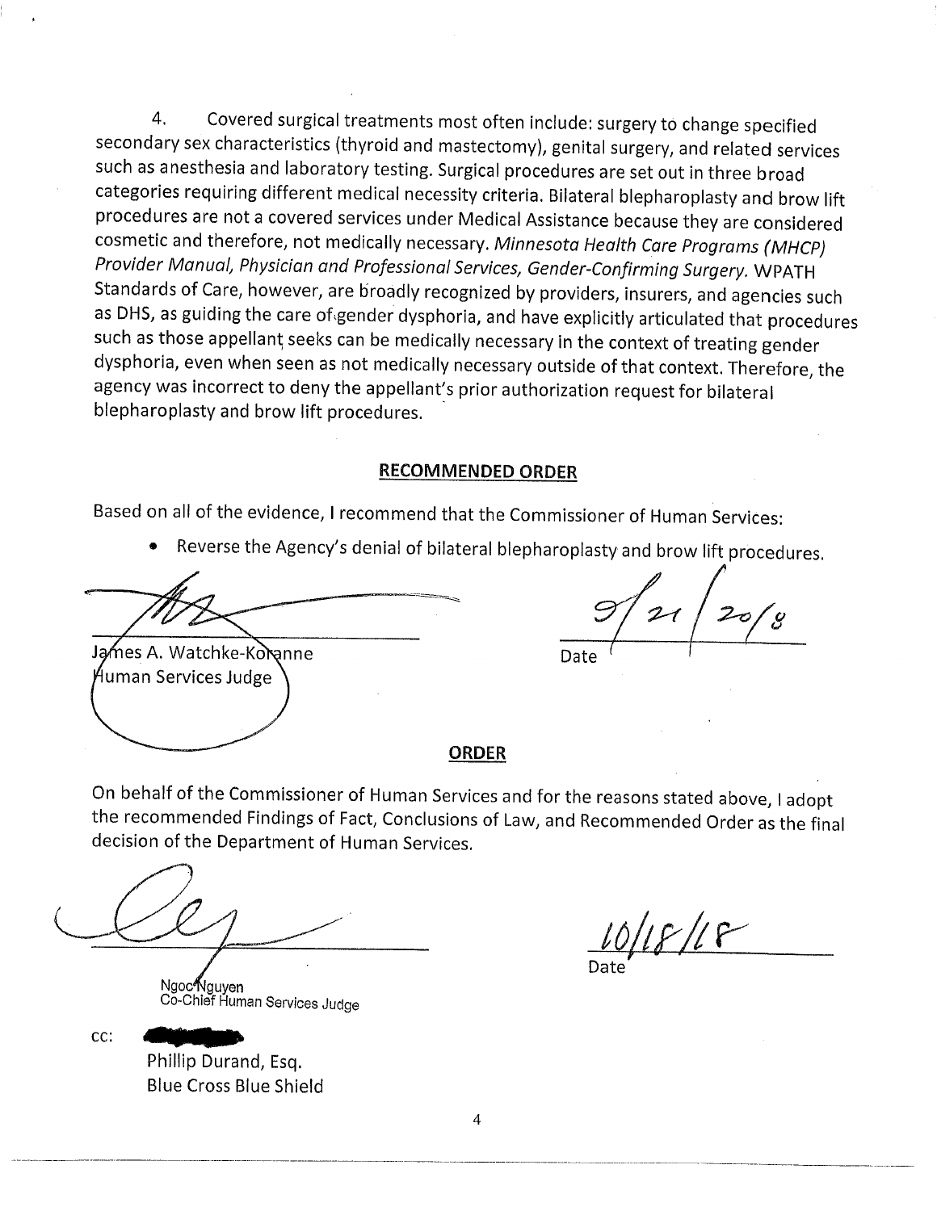4. Covered surgical treatments most often include: surgery to change specified secondary sex characteristics (thyroid and mastectomy), genital surgery, and related services such as anesthesia and laboratory testing. Surgical procedures are set out in three broad categories requiring different medical necessity criteria. Bilateral blepharoplasty and brow lift procedures are not a covered services under Medical Assistance because they are considered cosmetic and therefore, not medically necessary. *Minnesota Health Care Programs (MHCP) Provider Manual, Physician and Professional Services, Gender-Confirming Surgery.* WPATH Standards of Care, however, are broadly recognized by providers, insurers, and agencies such as DHS, as guiding the care of gender dysphoria, and have explicitly articulated that procedures such as those appellant seeks can be medically necessary in the context of treating gender dysphoria, even when seen as not medically necessary outside of that context. Therefore, the agency was incorrect to deny the appellant's prior authorization request for bilateral blepharoplasty and brow lift procedures.

## RECOMMENDED ORDER

Based on all of the evidence, I recommend that the Commissioner of Human Services:

- Reverse the Agency's denial of bilateral blepharoplasty and brow lift procedures.

James A. Watchke-Koranne
Human Services Judge

9/21/2018
Date

## ORDER

On behalf of the Commissioner of Human Services and for the reasons stated above, I adopt the recommended Findings of Fact, Conclusions of Law, and Recommended Order as the final decision of the Department of Human Services.

Ngoc Nguyen
Co-Chief Human Services Judge

10/18/18
Date

cc:
Phillip Durand, Esq.
Blue Cross Blue Shield